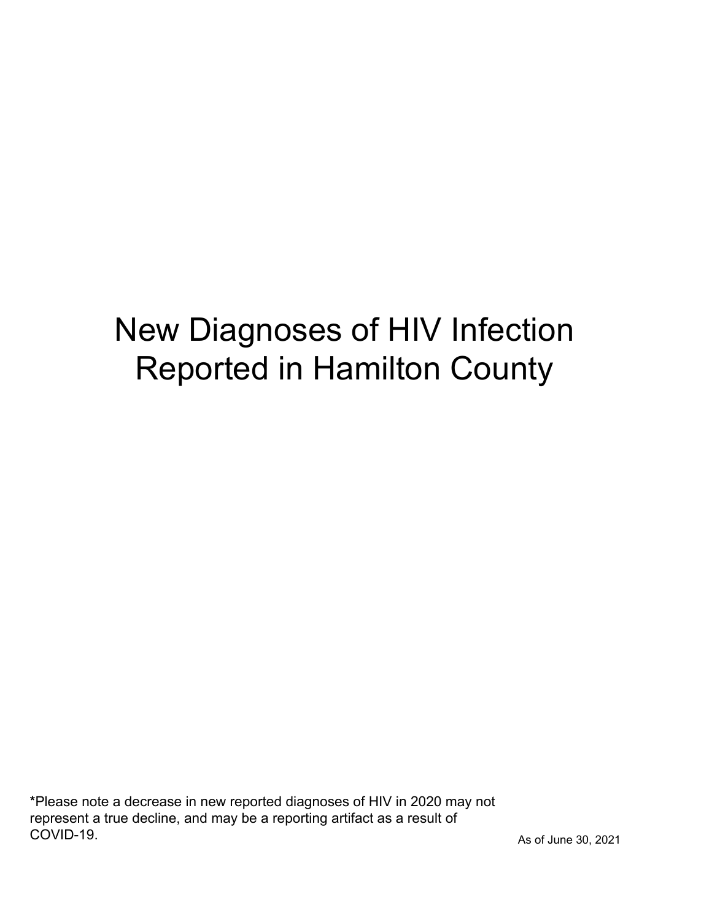# New Diagnoses of HIV Infection Reported in Hamilton County

**\***Please note a decrease in new reported diagnoses of HIV in 2020 may not represent a true decline, and may be a reporting artifact as a result of COVID-19.

As of June 30, 2021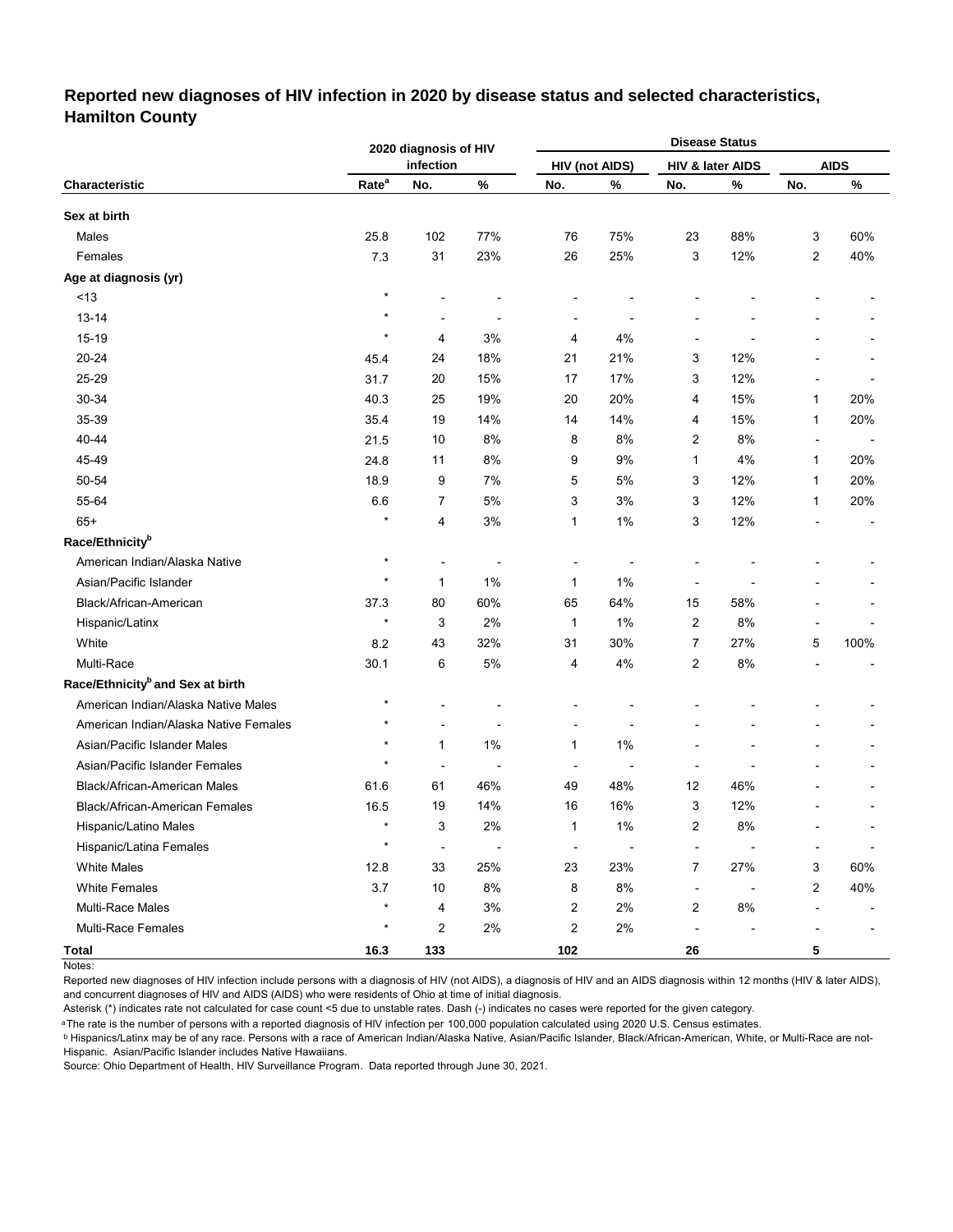## Reported new diagnoses of HIV infection in 2020 by disease status and selected characteristics, Hamilton County

| Characteristic | 2020 diagnosis of HIV infection | | | Disease Status | | | | | |
|---|---|---|---|---|---|---|---|---|---|
| | | | | HIV (not AIDS) | | HIV & later AIDS | | AIDS | |
| | Rate[a] | No. | % | No. | % | No. | % | No. | % |
| **Sex at birth** | | | | | | | | | |
| Males | 25.8 | 102 | 77% | 76 | 75% | 23 | 88% | 3 | 60% |
| Females | 7.3 | 31 | 23% | 26 | 25% | 3 | 12% | 2 | 40% |
| **Age at diagnosis (yr)** | | | | | | | | | |
| <13 | * | - | - | - | - | - | - | - | - |
| 13-14 | * | - | - | - | - | - | - | - | - |
| 15-19 | * | 4 | 3% | 4 | 4% | - | - | - | - |
| 20-24 | 45.4 | 24 | 18% | 21 | 21% | 3 | 12% | - | - |
| 25-29 | 31.7 | 20 | 15% | 17 | 17% | 3 | 12% | - | - |
| 30-34 | 40.3 | 25 | 19% | 20 | 20% | 4 | 15% | 1 | 20% |
| 35-39 | 35.4 | 19 | 14% | 14 | 14% | 4 | 15% | 1 | 20% |
| 40-44 | 21.5 | 10 | 8% | 8 | 8% | 2 | 8% | - | - |
| 45-49 | 24.8 | 11 | 8% | 9 | 9% | 1 | 4% | 1 | 20% |
| 50-54 | 18.9 | 9 | 7% | 5 | 5% | 3 | 12% | 1 | 20% |
| 55-64 | 6.6 | 7 | 5% | 3 | 3% | 3 | 12% | 1 | 20% |
| 65+ | * | 4 | 3% | 1 | 1% | 3 | 12% | - | - |
| **Race/Ethnicity[b]** | | | | | | | | | |
| American Indian/Alaska Native | * | - | - | - | - | - | - | - | - |
| Asian/Pacific Islander | * | 1 | 1% | 1 | 1% | - | - | - | - |
| Black/African-American | 37.3 | 80 | 60% | 65 | 64% | 15 | 58% | - | - |
| Hispanic/Latinx | * | 3 | 2% | 1 | 1% | 2 | 8% | - | - |
| White | 8.2 | 43 | 32% | 31 | 30% | 7 | 27% | 5 | 100% |
| Multi-Race | 30.1 | 6 | 5% | 4 | 4% | 2 | 8% | - | - |
| **Race/Ethnicity[b] and Sex at birth** | | | | | | | | | |
| American Indian/Alaska Native Males | * | - | - | - | - | - | - | - | - |
| American Indian/Alaska Native Females | * | - | - | - | - | - | - | - | - |
| Asian/Pacific Islander Males | * | 1 | 1% | 1 | 1% | - | - | - | - |
| Asian/Pacific Islander Females | * | - | - | - | - | - | - | - | - |
| Black/African-American Males | 61.6 | 61 | 46% | 49 | 48% | 12 | 46% | - | - |
| Black/African-American Females | 16.5 | 19 | 14% | 16 | 16% | 3 | 12% | - | - |
| Hispanic/Latino Males | * | 3 | 2% | 1 | 1% | 2 | 8% | - | - |
| Hispanic/Latina Females | * | - | - | - | - | - | - | - | - |
| White Males | 12.8 | 33 | 25% | 23 | 23% | 7 | 27% | 3 | 60% |
| White Females | 3.7 | 10 | 8% | 8 | 8% | - | - | 2 | 40% |
| Multi-Race Males | * | 4 | 3% | 2 | 2% | 2 | 8% | - | - |
| Multi-Race Females | * | 2 | 2% | 2 | 2% | - | - | - | - |
| **Total** | **16.3** | **133** | | **102** | | **26** | | **5** | |

Notes:

Reported new diagnoses of HIV infection include persons with a diagnosis of HIV (not AIDS), a diagnosis of HIV and an AIDS diagnosis within 12 months (HIV & later AIDS), and concurrent diagnoses of HIV and AIDS (AIDS) who were residents of Ohio at time of initial diagnosis.

Asterisk (*) indicates rate not calculated for case count <5 due to unstable rates. Dash (-) indicates no cases were reported for the given category.

[a] The rate is the number of persons with a reported diagnosis of HIV infection per 100,000 population calculated using 2020 U.S. Census estimates.

[b] Hispanics/Latinx may be of any race. Persons with a race of American Indian/Alaska Native, Asian/Pacific Islander, Black/African-American, White, or Multi-Race are not-Hispanic. Asian/Pacific Islander includes Native Hawaiians.

Source: Ohio Department of Health, HIV Surveillance Program. Data reported through June 30, 2021.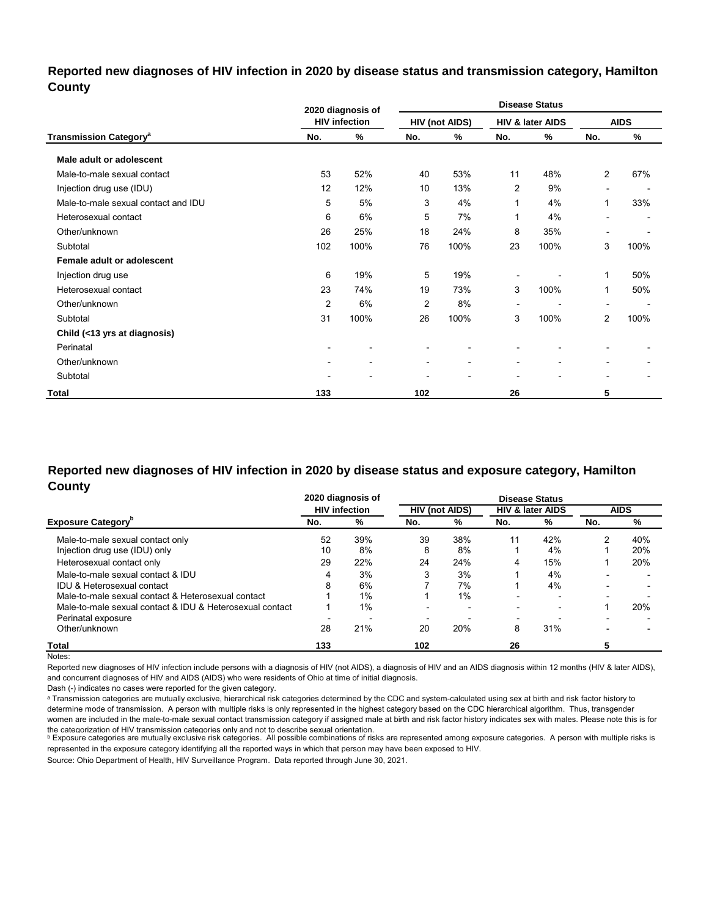## Reported new diagnoses of HIV infection in 2020 by disease status and transmission category, Hamilton County

| Transmission Category[a] | 2020 diagnosis of HIV infection | | Disease Status: HIV (not AIDS) | | HIV & later AIDS | | AIDS | |
|---|---|---|---|---|---|---|---|---|
| | No. | % | No. | % | No. | % | No. | % |
| **Male adult or adolescent** | | | | | | | | |
| Male-to-male sexual contact | 53 | 52% | 40 | 53% | 11 | 48% | 2 | 67% |
| Injection drug use (IDU) | 12 | 12% | 10 | 13% | 2 | 9% | - | - |
| Male-to-male sexual contact and IDU | 5 | 5% | 3 | 4% | 1 | 4% | 1 | 33% |
| Heterosexual contact | 6 | 6% | 5 | 7% | 1 | 4% | - | - |
| Other/unknown | 26 | 25% | 18 | 24% | 8 | 35% | - | - |
| Subtotal | 102 | 100% | 76 | 100% | 23 | 100% | 3 | 100% |
| **Female adult or adolescent** | | | | | | | | |
| Injection drug use | 6 | 19% | 5 | 19% | - | - | 1 | 50% |
| Heterosexual contact | 23 | 74% | 19 | 73% | 3 | 100% | 1 | 50% |
| Other/unknown | 2 | 6% | 2 | 8% | - | - | - | - |
| Subtotal | 31 | 100% | 26 | 100% | 3 | 100% | 2 | 100% |
| **Child (<13 yrs at diagnosis)** | | | | | | | | |
| Perinatal | - | - | - | - | - | - | - | - |
| Other/unknown | - | - | - | - | - | - | - | - |
| Subtotal | - | - | - | - | - | - | - | - |
| **Total** | **133** | | **102** | | **26** | | **5** | |

## Reported new diagnoses of HIV infection in 2020 by disease status and exposure category, Hamilton County

| Exposure Category[b] | 2020 diagnosis of HIV infection | | Disease Status: HIV (not AIDS) | | HIV & later AIDS | | AIDS | |
|---|---|---|---|---|---|---|---|---|
| | No. | % | No. | % | No. | % | No. | % |
| Male-to-male sexual contact only | 52 | 39% | 39 | 38% | 11 | 42% | 2 | 40% |
| Injection drug use (IDU) only | 10 | 8% | 8 | 8% | 1 | 4% | 1 | 20% |
| Heterosexual contact only | 29 | 22% | 24 | 24% | 4 | 15% | 1 | 20% |
| Male-to-male sexual contact & IDU | 4 | 3% | 3 | 3% | 1 | 4% | - | - |
| IDU & Heterosexual contact | 8 | 6% | 7 | 7% | 1 | 4% | - | - |
| Male-to-male sexual contact & Heterosexual contact | 1 | 1% | 1 | 1% | - | - | - | - |
| Male-to-male sexual contact & IDU & Heterosexual contact | 1 | 1% | - | - | - | - | 1 | 20% |
| Perinatal exposure | - | - | - | - | - | - | - | - |
| Other/unknown | 28 | 21% | 20 | 20% | 8 | 31% | - | - |
| **Total** | **133** | | **102** | | **26** | | **5** | |

Notes:

Reported new diagnoses of HIV infection include persons with a diagnosis of HIV (not AIDS), a diagnosis of HIV and an AIDS diagnosis within 12 months (HIV & later AIDS), and concurrent diagnoses of HIV and AIDS (AIDS) who were residents of Ohio at time of initial diagnosis.

Dash (-) indicates no cases were reported for the given category.

[a] Transmission categories are mutually exclusive, hierarchical risk categories determined by the CDC and system-calculated using sex at birth and risk factor history to determine mode of transmission. A person with multiple risks is only represented in the highest category based on the CDC hierarchical algorithm. Thus, transgender women are included in the male-to-male sexual contact transmission category if assigned male at birth and risk factor history indicates sex with males. Please note this is for the categorization of HIV transmission categories only and not to describe sexual orientation.

[b] Exposure categories are mutually exclusive risk categories. All possible combinations of risks are represented among exposure categories. A person with multiple risks is represented in the exposure category identifying all the reported ways in which that person may have been exposed to HIV.

Source: Ohio Department of Health, HIV Surveillance Program. Data reported through June 30, 2021.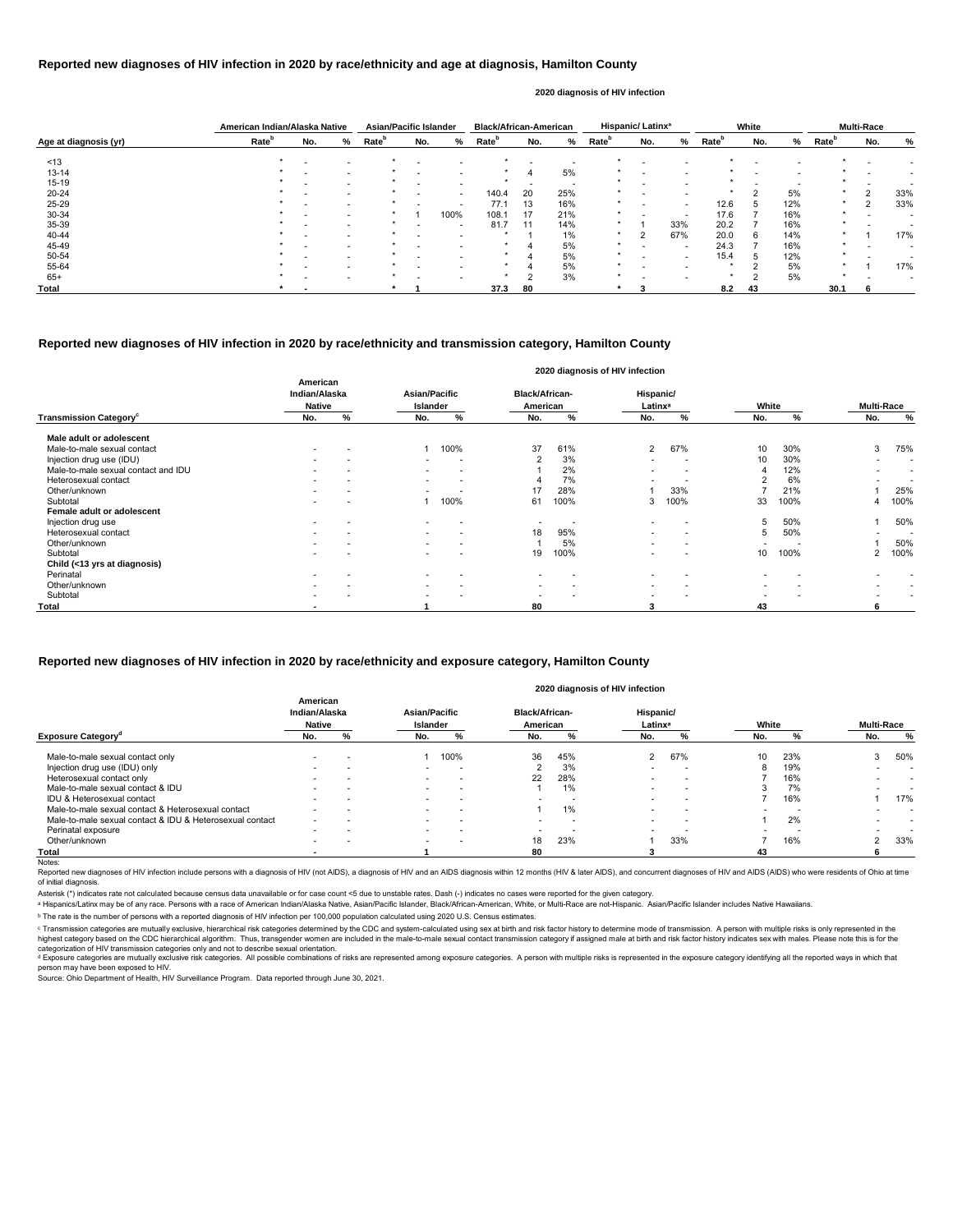## Reported new diagnoses of HIV infection in 2020 by race/ethnicity and age at diagnosis, Hamilton County

2020 diagnosis of HIV infection

| Age at diagnosis (yr) | American Indian/Alaska Native | | | Asian/Pacific Islander | | | Black/African-American | | | Hispanic/ Latinx[a] | | | White | | | Multi-Race | | |
|---|---|---|---|---|---|---|---|---|---|---|---|---|---|---|---|---|---|---|
| | Rate[b] | No. | % | Rate[b] | No. | % | Rate[b] | No. | % | Rate[b] | No. | % | Rate[b] | No. | % | Rate[b] | No. | % |
| <13 | * | - | - | * | - | - | * | - | - | * | - | - | * | - | - | * | - | - |
| 13-14 | * | - | - | * | - | - | * | 4 | 5% | * | - | - | * | - | - | * | - | - |
| 15-19 | * | - | - | * | - | - | * | - | - | * | - | - | * | - | - | * | - | - |
| 20-24 | * | - | - | * | - | - | 140.4 | 20 | 25% | * | - | - | * | 2 | 5% | * | 2 | 33% |
| 25-29 | * | - | - | * | - | - | 77.1 | 13 | 16% | * | - | - | 12.6 | 5 | 12% | * | 2 | 33% |
| 30-34 | * | - | - | * | 1 | 100% | 108.1 | 17 | 21% | * | - | - | 17.6 | 7 | 16% | * | - | - |
| 35-39 | * | - | - | * | - | - | 81.7 | 11 | 14% | * | 1 | 33% | 20.2 | 7 | 16% | * | - | - |
| 40-44 | * | - | - | * | - | - | * | 1 | 1% | * | 2 | 67% | 20.0 | 6 | 14% | * | 1 | 17% |
| 45-49 | * | - | - | * | - | - | * | 4 | 5% | * | - | - | 24.3 | 7 | 16% | * | - | - |
| 50-54 | * | - | - | * | - | - | * | 4 | 5% | * | - | - | 15.4 | 5 | 12% | * | - | - |
| 55-64 | * | - | - | * | - | - | * | 4 | 5% | * | - | - | * | 2 | 5% | * | 1 | 17% |
| 65+ | * | - | - | * | - | - | * | 2 | 3% | * | - | - | * | 2 | 5% | * | - | - |
| **Total** | * | - | | * | 1 | | 37.3 | 80 | | * | 3 | | 8.2 | 43 | | 30.1 | 6 | |

## Reported new diagnoses of HIV infection in 2020 by race/ethnicity and transmission category, Hamilton County

2020 diagnosis of HIV infection

| Transmission Category[c] | American Indian/Alaska Native | | Asian/Pacific Islander | | Black/African-American | | Hispanic/ Latinx[a] | | White | | Multi-Race | |
|---|---|---|---|---|---|---|---|---|---|---|---|---|
| | No. | % | No. | % | No. | % | No. | % | No. | % | No. | % |
| **Male adult or adolescent** | | | | | | | | | | | | |
| Male-to-male sexual contact | - | - | 1 | 100% | 37 | 61% | 2 | 67% | 10 | 30% | 3 | 75% |
| Injection drug use (IDU) | - | - | - | - | 2 | 3% | - | - | 10 | 30% | - | - |
| Male-to-male sexual contact and IDU | - | - | - | - | 1 | 2% | - | - | 4 | 12% | - | - |
| Heterosexual contact | - | - | - | - | 4 | 7% | - | - | 2 | 6% | - | - |
| Other/unknown | - | - | - | - | 17 | 28% | 1 | 33% | 7 | 21% | 1 | 25% |
| Subtotal | - | - | 1 | 100% | 61 | 100% | 3 | 100% | 33 | 100% | 4 | 100% |
| **Female adult or adolescent** | | | | | | | | | | | | |
| Injection drug use | - | - | - | - | - | - | - | - | 5 | 50% | 1 | 50% |
| Heterosexual contact | - | - | - | - | 18 | 95% | - | - | 5 | 50% | - | - |
| Other/unknown | - | - | - | - | 1 | 5% | - | - | - | - | 1 | 50% |
| Subtotal | - | - | - | - | 19 | 100% | - | - | 10 | 100% | 2 | 100% |
| **Child (<13 yrs at diagnosis)** | | | | | | | | | | | | |
| Perinatal | - | - | - | - | - | - | - | - | - | - | - | - |
| Other/unknown | - | - | - | - | - | - | - | - | - | - | - | - |
| Subtotal | - | - | - | - | - | - | - | - | - | - | - | - |
| **Total** | - | | 1 | | 80 | | 3 | | 43 | | 6 | |

## Reported new diagnoses of HIV infection in 2020 by race/ethnicity and exposure category, Hamilton County

2020 diagnosis of HIV infection

| Exposure Category[d] | American Indian/Alaska Native | | Asian/Pacific Islander | | Black/African-American | | Hispanic/ Latinx[a] | | White | | Multi-Race | |
|---|---|---|---|---|---|---|---|---|---|---|---|---|
| | No. | % | No. | % | No. | % | No. | % | No. | % | No. | % |
| Male-to-male sexual contact only | - | - | 1 | 100% | 36 | 45% | 2 | 67% | 10 | 23% | 3 | 50% |
| Injection drug use (IDU) only | - | - | - | - | 2 | 3% | - | - | 8 | 19% | - | - |
| Heterosexual contact only | - | - | - | - | 22 | 28% | - | - | 7 | 16% | - | - |
| Male-to-male sexual contact & IDU | - | - | - | - | 1 | 1% | - | - | 3 | 7% | - | - |
| IDU & Heterosexual contact | - | - | - | - | - | - | - | - | 7 | 16% | 1 | 17% |
| Male-to-male sexual contact & Heterosexual contact | - | - | - | - | 1 | 1% | - | - | - | - | - | - |
| Male-to-male sexual contact & IDU & Heterosexual contact | - | - | - | - | - | - | - | - | 1 | 2% | - | - |
| Perinatal exposure | - | - | - | - | - | - | - | - | - | - | - | - |
| Other/unknown | - | - | - | - | 18 | 23% | 1 | 33% | 7 | 16% | 2 | 33% |
| **Total** | - | | 1 | | 80 | | 3 | | 43 | | 6 | |

Notes:

Reported new diagnoses of HIV infection include persons with a diagnosis of HIV (not AIDS), a diagnosis of HIV and an AIDS diagnosis within 12 months (HIV & later AIDS), and concurrent diagnoses of HIV and AIDS (AIDS) who were residents of Ohio at time of initial diagnosis.

Asterisk (*) indicates rate not calculated because census data unavailable or for case count <5 due to unstable rates. Dash (-) indicates no cases were reported for the given category.

[a] Hispanics/Latinx may be of any race. Persons with a race of American Indian/Alaska Native, Asian/Pacific Islander, Black/African-American, White, or Multi-Race are not-Hispanic. Asian/Pacific Islander includes Native Hawaiians.

[b] The rate is the number of persons with a reported diagnosis of HIV infection per 100,000 population calculated using 2020 U.S. Census estimates.

[c] Transmission categories are mutually exclusive, hierarchical risk categories determined by the CDC and system-calculated using sex at birth and risk factor history to determine mode of transmission. A person with multiple risks is only represented in the highest category based on the CDC hierarchical algorithm. Thus, transgender women are included in the male-to-male sexual contact transmission category if assigned male at birth and risk factor history indicates sex with males. Please note this is for the categorization of HIV transmission categories only and not to describe sexual orientation.

[d] Exposure categories are mutually exclusive risk categories. All possible combinations of risks are represented among exposure categories. A person with multiple risks is represented in the exposure category identifying all the reported ways in which that person may have been exposed to HIV.

Source: Ohio Department of Health, HIV Surveillance Program. Data reported through June 30, 2021.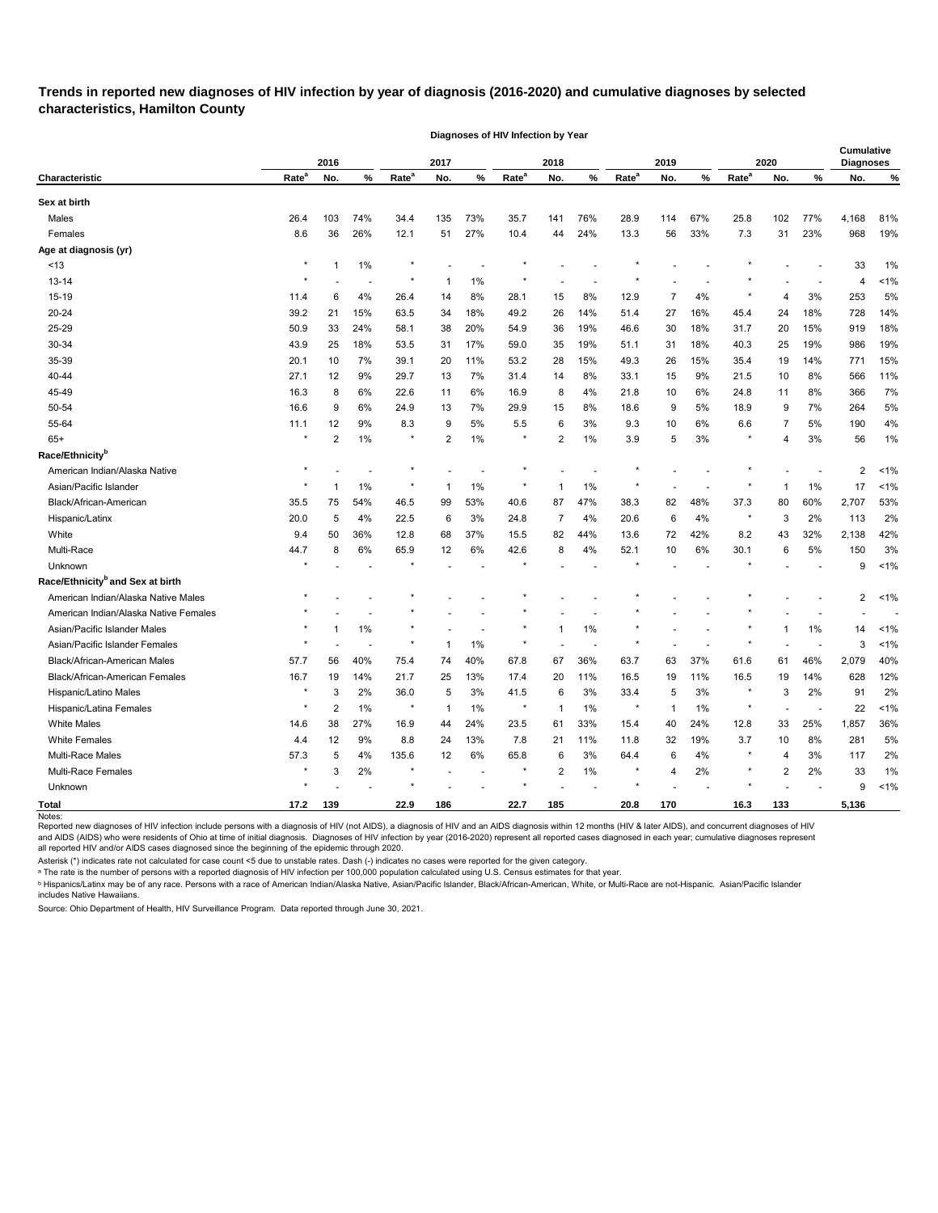## Trends in reported new diagnoses of HIV infection by year of diagnosis (2016-2020) and cumulative diagnoses by selected characteristics, Hamilton County

| | Diagnoses of HIV Infection by Year | | | | | | | | | | | | | | | Cumulative Diagnoses | |
|---|---|---|---|---|---|---|---|---|---|---|---|---|---|---|---|---|---|
| | 2016 | | | 2017 | | | 2018 | | | 2019 | | | 2020 | | | | |
| **Characteristic** | **Rate[a]** | **No.** | **%** | **Rate[a]** | **No.** | **%** | **Rate[a]** | **No.** | **%** | **Rate[a]** | **No.** | **%** | **Rate[a]** | **No.** | **%** | **No.** | **%** |
| **Sex at birth** | | | | | | | | | | | | | | | | | |
| Males | 26.4 | 103 | 74% | 34.4 | 135 | 73% | 35.7 | 141 | 76% | 28.9 | 114 | 67% | 25.8 | 102 | 77% | 4,168 | 81% |
| Females | 8.6 | 36 | 26% | 12.1 | 51 | 27% | 10.4 | 44 | 24% | 13.3 | 56 | 33% | 7.3 | 31 | 23% | 968 | 19% |
| **Age at diagnosis (yr)** | | | | | | | | | | | | | | | | | |
| <13 | * | 1 | 1% | * | - | - | * | - | - | * | - | - | * | - | - | 33 | 1% |
| 13-14 | * | - | - | * | 1 | 1% | * | - | - | * | - | - | * | - | - | 4 | <1% |
| 15-19 | 11.4 | 6 | 4% | 26.4 | 14 | 8% | 28.1 | 15 | 8% | 12.9 | 7 | 4% | * | 4 | 3% | 253 | 5% |
| 20-24 | 39.2 | 21 | 15% | 63.5 | 34 | 18% | 49.2 | 26 | 14% | 51.4 | 27 | 16% | 45.4 | 24 | 18% | 728 | 14% |
| 25-29 | 50.9 | 33 | 24% | 58.1 | 38 | 20% | 54.9 | 36 | 19% | 46.6 | 30 | 18% | 31.7 | 20 | 15% | 919 | 18% |
| 30-34 | 43.9 | 25 | 18% | 53.5 | 31 | 17% | 59.0 | 35 | 19% | 51.1 | 31 | 18% | 40.3 | 25 | 19% | 986 | 19% |
| 35-39 | 20.1 | 10 | 7% | 39.1 | 20 | 11% | 53.2 | 28 | 15% | 49.3 | 26 | 15% | 35.4 | 19 | 14% | 771 | 15% |
| 40-44 | 27.1 | 12 | 9% | 29.7 | 13 | 7% | 31.4 | 14 | 8% | 33.1 | 15 | 9% | 21.5 | 10 | 8% | 566 | 11% |
| 45-49 | 16.3 | 8 | 6% | 22.6 | 11 | 6% | 16.9 | 8 | 4% | 21.8 | 10 | 6% | 24.8 | 11 | 8% | 366 | 7% |
| 50-54 | 16.6 | 9 | 6% | 24.9 | 13 | 7% | 29.9 | 15 | 8% | 18.6 | 9 | 5% | 18.9 | 9 | 7% | 264 | 5% |
| 55-64 | 11.1 | 12 | 9% | 8.3 | 9 | 5% | 5.5 | 6 | 3% | 9.3 | 10 | 6% | 6.6 | 7 | 5% | 190 | 4% |
| 65+ | * | 2 | 1% | * | 2 | 1% | * | 2 | 1% | 3.9 | 5 | 3% | * | 4 | 3% | 56 | 1% |
| **Race/Ethnicity[b]** | | | | | | | | | | | | | | | | | |
| American Indian/Alaska Native | * | - | - | * | - | - | * | - | - | * | - | - | * | - | - | 2 | <1% |
| Asian/Pacific Islander | * | 1 | 1% | * | 1 | 1% | * | 1 | 1% | * | - | - | * | 1 | 1% | 17 | <1% |
| Black/African-American | 35.5 | 75 | 54% | 46.5 | 99 | 53% | 40.6 | 87 | 47% | 38.3 | 82 | 48% | 37.3 | 80 | 60% | 2,707 | 53% |
| Hispanic/Latinx | 20.0 | 5 | 4% | 22.5 | 6 | 3% | 24.8 | 7 | 4% | 20.6 | 6 | 4% | * | 3 | 2% | 113 | 2% |
| White | 9.4 | 50 | 36% | 12.8 | 68 | 37% | 15.5 | 82 | 44% | 13.6 | 72 | 42% | 8.2 | 43 | 32% | 2,138 | 42% |
| Multi-Race | 44.7 | 8 | 6% | 65.9 | 12 | 6% | 42.6 | 8 | 4% | 52.1 | 10 | 6% | 30.1 | 6 | 5% | 150 | 3% |
| Unknown | * | - | - | * | - | - | * | - | - | * | - | - | * | - | - | 9 | <1% |
| **Race/Ethnicity[b] and Sex at birth** | | | | | | | | | | | | | | | | | |
| American Indian/Alaska Native Males | * | - | - | * | - | - | * | - | - | * | - | - | * | - | - | 2 | <1% |
| American Indian/Alaska Native Females | * | - | - | * | - | - | * | - | - | * | - | - | * | - | - | - | - |
| Asian/Pacific Islander Males | * | 1 | 1% | * | - | - | * | 1 | 1% | * | - | - | * | 1 | 1% | 14 | <1% |
| Asian/Pacific Islander Females | * | - | - | * | 1 | 1% | * | - | - | * | - | - | * | - | - | 3 | <1% |
| Black/African-American Males | 57.7 | 56 | 40% | 75.4 | 74 | 40% | 67.8 | 67 | 36% | 63.7 | 63 | 37% | 61.6 | 61 | 46% | 2,079 | 40% |
| Black/African-American Females | 16.7 | 19 | 14% | 21.7 | 25 | 13% | 17.4 | 20 | 11% | 16.5 | 19 | 11% | 16.5 | 19 | 14% | 628 | 12% |
| Hispanic/Latino Males | * | 3 | 2% | 36.0 | 5 | 3% | 41.5 | 6 | 3% | 33.4 | 5 | 3% | * | 3 | 2% | 91 | 2% |
| Hispanic/Latina Females | * | 2 | 1% | * | 1 | 1% | * | 1 | 1% | * | 1 | 1% | * | - | - | 22 | <1% |
| White Males | 14.6 | 38 | 27% | 16.9 | 44 | 24% | 23.5 | 61 | 33% | 15.4 | 40 | 24% | 12.8 | 33 | 25% | 1,857 | 36% |
| White Females | 4.4 | 12 | 9% | 8.8 | 24 | 13% | 7.8 | 21 | 11% | 11.8 | 32 | 19% | 3.7 | 10 | 8% | 281 | 5% |
| Multi-Race Males | 57.3 | 5 | 4% | 135.6 | 12 | 6% | 65.8 | 6 | 3% | 64.4 | 6 | 4% | * | 4 | 3% | 117 | 2% |
| Multi-Race Females | * | 3 | 2% | * | - | - | * | 2 | 1% | * | 4 | 2% | * | 2 | 2% | 33 | 1% |
| Unknown | * | - | - | * | - | - | * | - | - | * | - | - | * | - | - | 9 | <1% |
| **Total** | **17.2** | **139** | | **22.9** | **186** | | **22.7** | **185** | | **20.8** | **170** | | **16.3** | **133** | | **5,136** | |

Notes:

Reported new diagnoses of HIV infection include persons with a diagnosis of HIV (not AIDS), a diagnosis of HIV and an AIDS diagnosis within 12 months (HIV & later AIDS), and concurrent diagnoses of HIV and AIDS (AIDS) who were residents of Ohio at time of initial diagnosis. Diagnoses of HIV infection by year (2016-2020) represent all reported cases diagnosed in each year; cumulative diagnoses represent all reported HIV and/or AIDS cases diagnosed since the beginning of the epidemic through 2020.

Asterisk (*) indicates rate not calculated for case count <5 due to unstable rates. Dash (-) indicates no cases were reported for the given category.

[a] The rate is the number of persons with a reported diagnosis of HIV infection per 100,000 population calculated using U.S. Census estimates for that year.

[b] Hispanics/Latinx may be of any race. Persons with a race of American Indian/Alaska Native, Asian/Pacific Islander, Black/African-American, White, or Multi-Race are not-Hispanic. Asian/Pacific Islander includes Native Hawaiians.

Source: Ohio Department of Health, HIV Surveillance Program. Data reported through June 30, 2021.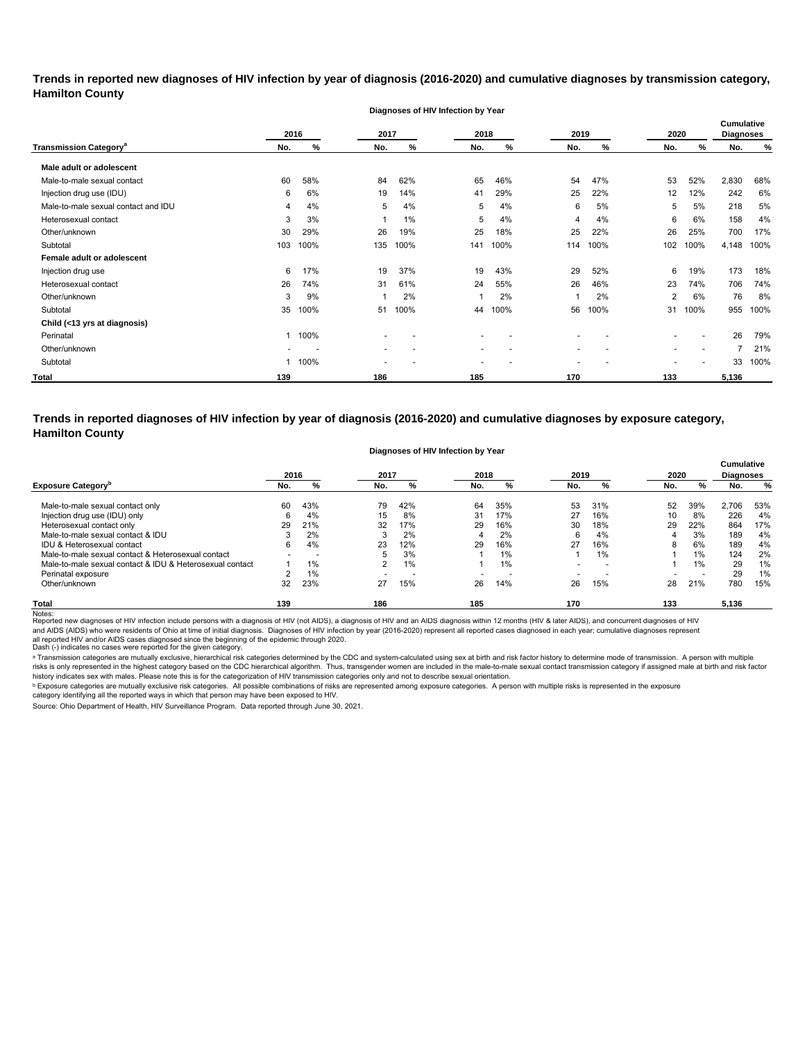**Trends in reported new diagnoses of HIV infection by year of diagnosis (2016-2020) and cumulative diagnoses by transmission category, Hamilton County**

| | Diagnoses of HIV Infection by Year | | | | | | | | | | | |
|---|---|---|---|---|---|---|---|---|---|---|---|---|
| | 2016 | | 2017 | | 2018 | | 2019 | | 2020 | | Cumulative Diagnoses | |
| **Transmission Category[a]** | No. | % | No. | % | No. | % | No. | % | No. | % | No. | % |
| **Male adult or adolescent** | | | | | | | | | | | | |
| Male-to-male sexual contact | 60 | 58% | 84 | 62% | 65 | 46% | 54 | 47% | 53 | 52% | 2,830 | 68% |
| Injection drug use (IDU) | 6 | 6% | 19 | 14% | 41 | 29% | 25 | 22% | 12 | 12% | 242 | 6% |
| Male-to-male sexual contact and IDU | 4 | 4% | 5 | 4% | 5 | 4% | 6 | 5% | 5 | 5% | 218 | 5% |
| Heterosexual contact | 3 | 3% | 1 | 1% | 5 | 4% | 4 | 4% | 6 | 6% | 158 | 4% |
| Other/unknown | 30 | 29% | 26 | 19% | 25 | 18% | 25 | 22% | 26 | 25% | 700 | 17% |
| Subtotal | 103 | 100% | 135 | 100% | 141 | 100% | 114 | 100% | 102 | 100% | 4,148 | 100% |
| **Female adult or adolescent** | | | | | | | | | | | | |
| Injection drug use | 6 | 17% | 19 | 37% | 19 | 43% | 29 | 52% | 6 | 19% | 173 | 18% |
| Heterosexual contact | 26 | 74% | 31 | 61% | 24 | 55% | 26 | 46% | 23 | 74% | 706 | 74% |
| Other/unknown | 3 | 9% | 1 | 2% | 1 | 2% | 1 | 2% | 2 | 6% | 76 | 8% |
| Subtotal | 35 | 100% | 51 | 100% | 44 | 100% | 56 | 100% | 31 | 100% | 955 | 100% |
| **Child (<13 yrs at diagnosis)** | | | | | | | | | | | | |
| Perinatal | 1 | 100% | - | - | - | - | - | - | - | - | 26 | 79% |
| Other/unknown | - | - | - | - | - | - | - | - | - | - | 7 | 21% |
| Subtotal | 1 | 100% | - | - | - | - | - | - | - | - | 33 | 100% |
| **Total** | **139** | | **186** | | **185** | | **170** | | **133** | | **5,136** | |

**Trends in reported diagnoses of HIV infection by year of diagnosis (2016-2020) and cumulative diagnoses by exposure category, Hamilton County**

| | Diagnoses of HIV Infection by Year | | | | | | | | | | | |
|---|---|---|---|---|---|---|---|---|---|---|---|---|
| | 2016 | | 2017 | | 2018 | | 2019 | | 2020 | | Cumulative Diagnoses | |
| **Exposure Category[b]** | No. | % | No. | % | No. | % | No. | % | No. | % | No. | % |
| Male-to-male sexual contact only | 60 | 43% | 79 | 42% | 64 | 35% | 53 | 31% | 52 | 39% | 2,706 | 53% |
| Injection drug use (IDU) only | 6 | 4% | 15 | 8% | 31 | 17% | 27 | 16% | 10 | 8% | 226 | 4% |
| Heterosexual contact only | 29 | 21% | 32 | 17% | 29 | 16% | 30 | 18% | 29 | 22% | 864 | 17% |
| Male-to-male sexual contact & IDU | 3 | 2% | 3 | 2% | 4 | 2% | 6 | 4% | 4 | 3% | 189 | 4% |
| IDU & Heterosexual contact | 6 | 4% | 23 | 12% | 29 | 16% | 27 | 16% | 8 | 6% | 189 | 4% |
| Male-to-male sexual contact & Heterosexual contact | - | - | 5 | 3% | 1 | 1% | 1 | 1% | 1 | 1% | 124 | 2% |
| Male-to-male sexual contact & IDU & Heterosexual contact | 1 | 1% | 2 | 1% | 1 | 1% | - | - | 1 | 1% | 29 | 1% |
| Perinatal exposure | 2 | 1% | - | - | - | - | - | - | - | - | 29 | 1% |
| Other/unknown | 32 | 23% | 27 | 15% | 26 | 14% | 26 | 15% | 28 | 21% | 780 | 15% |
| **Total** | **139** | | **186** | | **185** | | **170** | | **133** | | **5,136** | |

Notes:
Reported new diagnoses of HIV infection include persons with a diagnosis of HIV (not AIDS), a diagnosis of HIV and an AIDS diagnosis within 12 months (HIV & later AIDS), and concurrent diagnoses of HIV and AIDS (AIDS) who were residents of Ohio at time of initial diagnosis. Diagnoses of HIV infection by year (2016-2020) represent all reported cases diagnosed in each year; cumulative diagnoses represent all reported HIV and/or AIDS cases diagnosed since the beginning of the epidemic through 2020.
Dash (-) indicates no cases were reported for the given category.

[a] Transmission categories are mutually exclusive, hierarchical risk categories determined by the CDC and system-calculated using sex at birth and risk factor history to determine mode of transmission. A person with multiple risks is only represented in the highest category based on the CDC hierarchical algorithm. Thus, transgender women are included in the male-to-male sexual contact transmission category if assigned male at birth and risk factor history indicates sex with males. Please note this is for the categorization of HIV transmission categories only and not to describe sexual orientation.

[b] Exposure categories are mutually exclusive risk categories. All possible combinations of risks are represented among exposure categories. A person with multiple risks is represented in the exposure category identifying all the reported ways in which that person may have been exposed to HIV.

Source: Ohio Department of Health, HIV Surveillance Program. Data reported through June 30, 2021.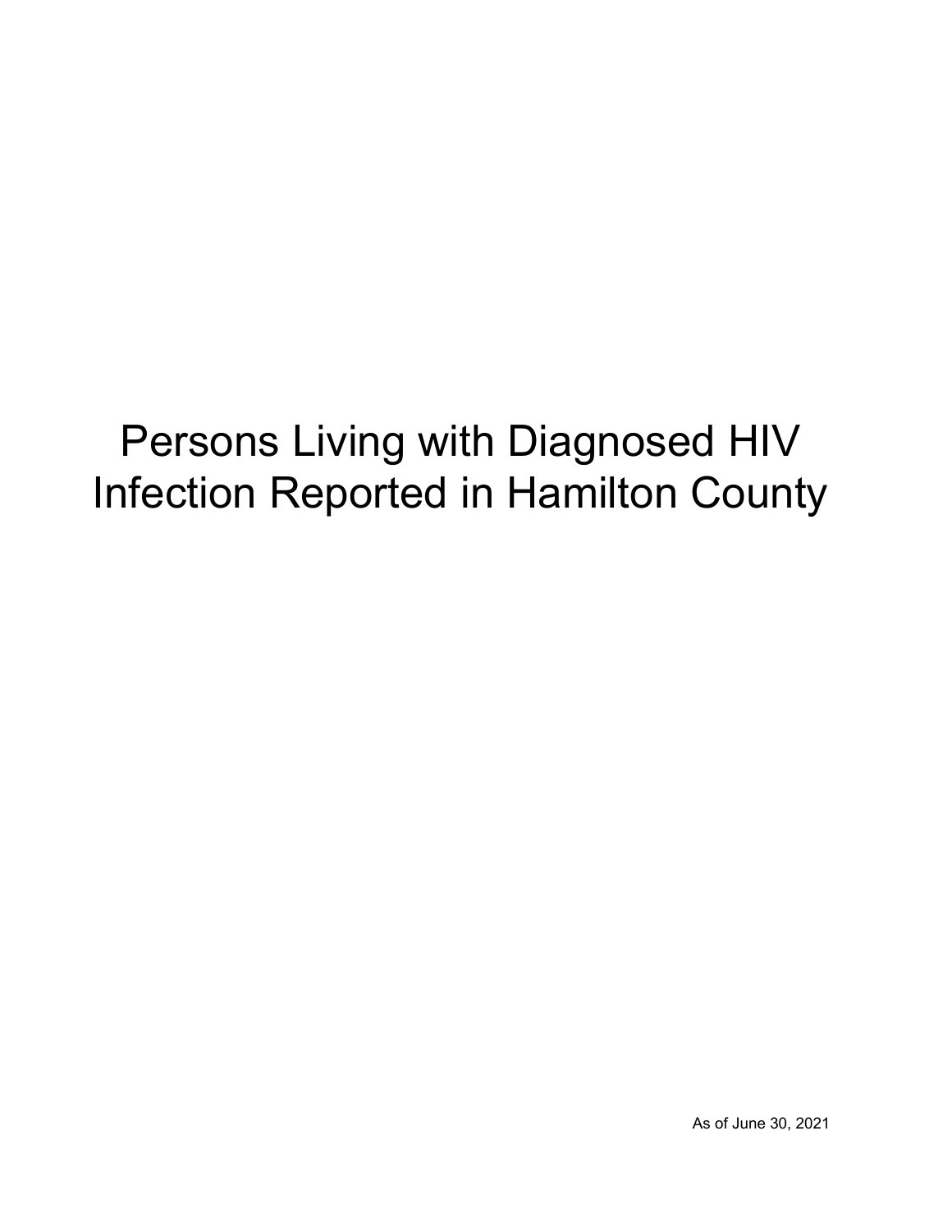# Persons Living with Diagnosed HIV Infection Reported in Hamilton County

As of June 30, 2021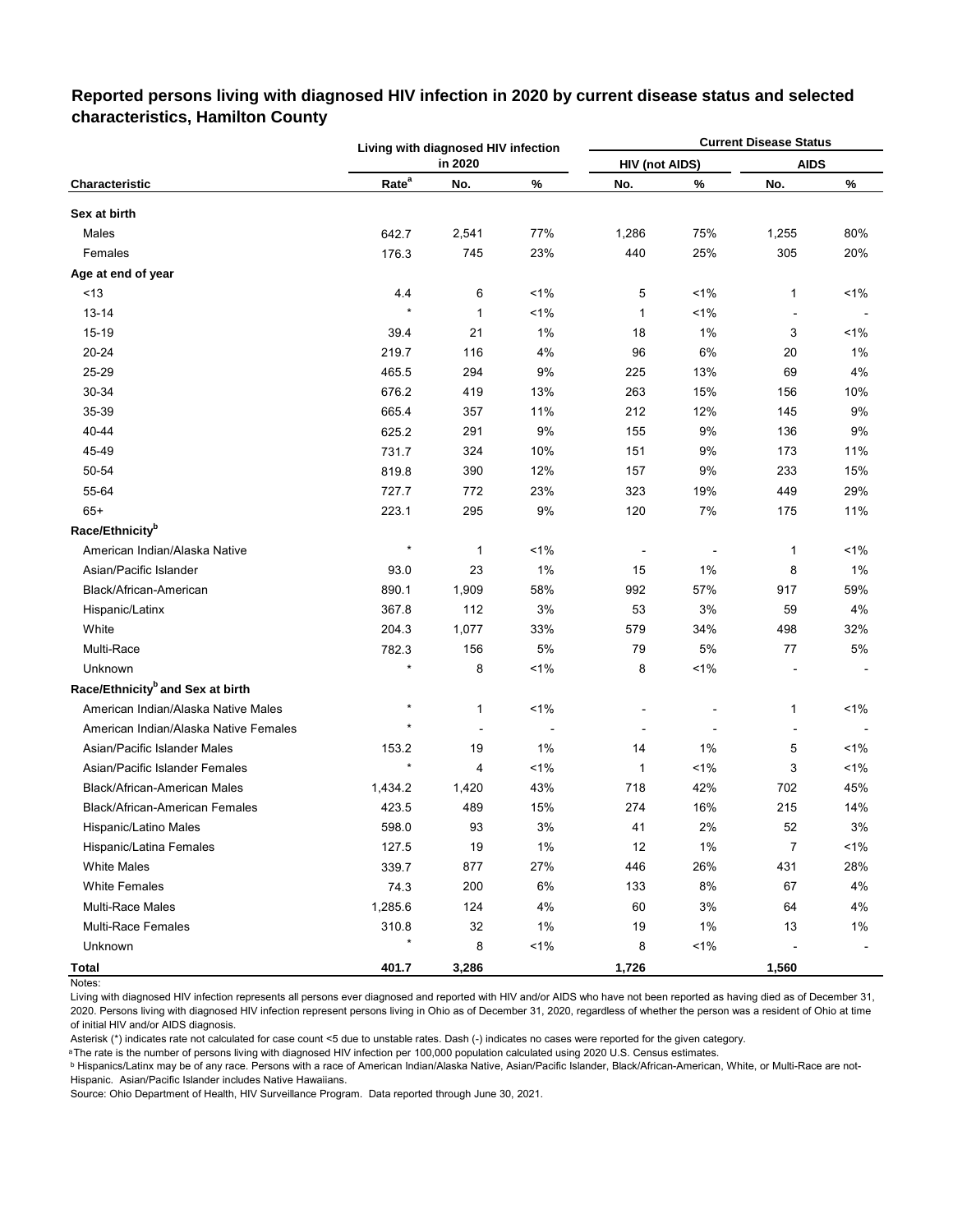## Reported persons living with diagnosed HIV infection in 2020 by current disease status and selected characteristics, Hamilton County

| Characteristic | Living with diagnosed HIV infection in 2020 | | | Current Disease Status | | | |
|---|---|---|---|---|---|---|---|
| | | | | HIV (not AIDS) | | AIDS | |
| | Rate[a] | No. | % | No. | % | No. | % |
| **Sex at birth** | | | | | | | |
| Males | 642.7 | 2,541 | 77% | 1,286 | 75% | 1,255 | 80% |
| Females | 176.3 | 745 | 23% | 440 | 25% | 305 | 20% |
| **Age at end of year** | | | | | | | |
| <13 | 4.4 | 6 | <1% | 5 | <1% | 1 | <1% |
| 13-14 | * | 1 | <1% | 1 | <1% | - | - |
| 15-19 | 39.4 | 21 | 1% | 18 | 1% | 3 | <1% |
| 20-24 | 219.7 | 116 | 4% | 96 | 6% | 20 | 1% |
| 25-29 | 465.5 | 294 | 9% | 225 | 13% | 69 | 4% |
| 30-34 | 676.2 | 419 | 13% | 263 | 15% | 156 | 10% |
| 35-39 | 665.4 | 357 | 11% | 212 | 12% | 145 | 9% |
| 40-44 | 625.2 | 291 | 9% | 155 | 9% | 136 | 9% |
| 45-49 | 731.7 | 324 | 10% | 151 | 9% | 173 | 11% |
| 50-54 | 819.8 | 390 | 12% | 157 | 9% | 233 | 15% |
| 55-64 | 727.7 | 772 | 23% | 323 | 19% | 449 | 29% |
| 65+ | 223.1 | 295 | 9% | 120 | 7% | 175 | 11% |
| **Race/Ethnicity[b]** | | | | | | | |
| American Indian/Alaska Native | * | 1 | <1% | - | - | 1 | <1% |
| Asian/Pacific Islander | 93.0 | 23 | 1% | 15 | 1% | 8 | 1% |
| Black/African-American | 890.1 | 1,909 | 58% | 992 | 57% | 917 | 59% |
| Hispanic/Latinx | 367.8 | 112 | 3% | 53 | 3% | 59 | 4% |
| White | 204.3 | 1,077 | 33% | 579 | 34% | 498 | 32% |
| Multi-Race | 782.3 | 156 | 5% | 79 | 5% | 77 | 5% |
| Unknown | * | 8 | <1% | 8 | <1% | - | - |
| **Race/Ethnicity[b] and Sex at birth** | | | | | | | |
| American Indian/Alaska Native Males | * | 1 | <1% | - | - | 1 | <1% |
| American Indian/Alaska Native Females | * | - | - | - | - | - | - |
| Asian/Pacific Islander Males | 153.2 | 19 | 1% | 14 | 1% | 5 | <1% |
| Asian/Pacific Islander Females | * | 4 | <1% | 1 | <1% | 3 | <1% |
| Black/African-American Males | 1,434.2 | 1,420 | 43% | 718 | 42% | 702 | 45% |
| Black/African-American Females | 423.5 | 489 | 15% | 274 | 16% | 215 | 14% |
| Hispanic/Latino Males | 598.0 | 93 | 3% | 41 | 2% | 52 | 3% |
| Hispanic/Latina Females | 127.5 | 19 | 1% | 12 | 1% | 7 | <1% |
| White Males | 339.7 | 877 | 27% | 446 | 26% | 431 | 28% |
| White Females | 74.3 | 200 | 6% | 133 | 8% | 67 | 4% |
| Multi-Race Males | 1,285.6 | 124 | 4% | 60 | 3% | 64 | 4% |
| Multi-Race Females | 310.8 | 32 | 1% | 19 | 1% | 13 | 1% |
| Unknown | * | 8 | <1% | 8 | <1% | - | - |
| **Total** | **401.7** | **3,286** | | **1,726** | | **1,560** | |

Notes:

Living with diagnosed HIV infection represents all persons ever diagnosed and reported with HIV and/or AIDS who have not been reported as having died as of December 31, 2020. Persons living with diagnosed HIV infection represent persons living in Ohio as of December 31, 2020, regardless of whether the person was a resident of Ohio at time of initial HIV and/or AIDS diagnosis.

Asterisk (*) indicates rate not calculated for case count <5 due to unstable rates. Dash (-) indicates no cases were reported for the given category.

[a] The rate is the number of persons living with diagnosed HIV infection per 100,000 population calculated using 2020 U.S. Census estimates.

[b] Hispanics/Latinx may be of any race. Persons with a race of American Indian/Alaska Native, Asian/Pacific Islander, Black/African-American, White, or Multi-Race are not-Hispanic. Asian/Pacific Islander includes Native Hawaiians.

Source: Ohio Department of Health, HIV Surveillance Program. Data reported through June 30, 2021.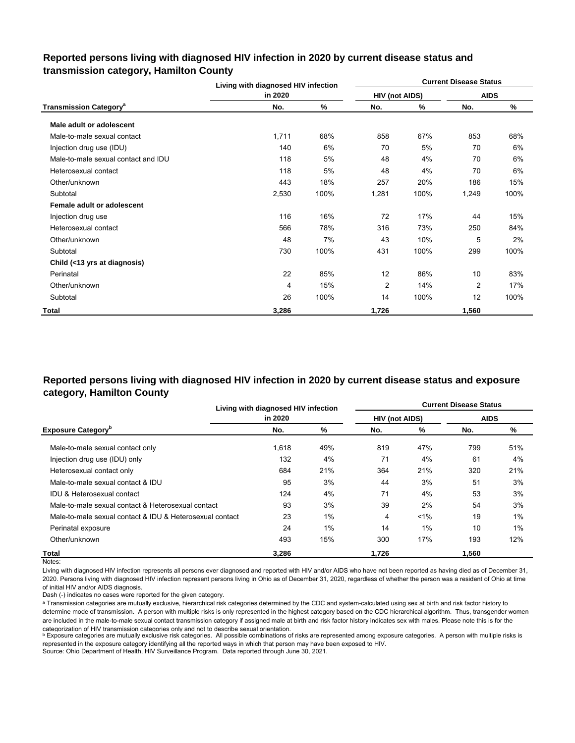## Reported persons living with diagnosed HIV infection in 2020 by current disease status and transmission category, Hamilton County

| Transmission Category[a] | Living with diagnosed HIV infection in 2020 | | Current Disease Status | | | |
|---|---|---|---|---|---|---|
| | | | HIV (not AIDS) | | AIDS | |
| | No. | % | No. | % | No. | % |
| **Male adult or adolescent** | | | | | | |
| Male-to-male sexual contact | 1,711 | 68% | 858 | 67% | 853 | 68% |
| Injection drug use (IDU) | 140 | 6% | 70 | 5% | 70 | 6% |
| Male-to-male sexual contact and IDU | 118 | 5% | 48 | 4% | 70 | 6% |
| Heterosexual contact | 118 | 5% | 48 | 4% | 70 | 6% |
| Other/unknown | 443 | 18% | 257 | 20% | 186 | 15% |
| Subtotal | 2,530 | 100% | 1,281 | 100% | 1,249 | 100% |
| **Female adult or adolescent** | | | | | | |
| Injection drug use | 116 | 16% | 72 | 17% | 44 | 15% |
| Heterosexual contact | 566 | 78% | 316 | 73% | 250 | 84% |
| Other/unknown | 48 | 7% | 43 | 10% | 5 | 2% |
| Subtotal | 730 | 100% | 431 | 100% | 299 | 100% |
| **Child (<13 yrs at diagnosis)** | | | | | | |
| Perinatal | 22 | 85% | 12 | 86% | 10 | 83% |
| Other/unknown | 4 | 15% | 2 | 14% | 2 | 17% |
| Subtotal | 26 | 100% | 14 | 100% | 12 | 100% |
| **Total** | **3,286** | | **1,726** | | **1,560** | |

## Reported persons living with diagnosed HIV infection in 2020 by current disease status and exposure category, Hamilton County

| Exposure Category[b] | Living with diagnosed HIV infection in 2020 | | Current Disease Status | | | |
|---|---|---|---|---|---|---|
| | | | HIV (not AIDS) | | AIDS | |
| | No. | % | No. | % | No. | % |
| Male-to-male sexual contact only | 1,618 | 49% | 819 | 47% | 799 | 51% |
| Injection drug use (IDU) only | 132 | 4% | 71 | 4% | 61 | 4% |
| Heterosexual contact only | 684 | 21% | 364 | 21% | 320 | 21% |
| Male-to-male sexual contact & IDU | 95 | 3% | 44 | 3% | 51 | 3% |
| IDU & Heterosexual contact | 124 | 4% | 71 | 4% | 53 | 3% |
| Male-to-male sexual contact & Heterosexual contact | 93 | 3% | 39 | 2% | 54 | 3% |
| Male-to-male sexual contact & IDU & Heterosexual contact | 23 | 1% | 4 | <1% | 19 | 1% |
| Perinatal exposure | 24 | 1% | 14 | 1% | 10 | 1% |
| Other/unknown | 493 | 15% | 300 | 17% | 193 | 12% |
| **Total** | **3,286** | | **1,726** | | **1,560** | |

Notes:

Living with diagnosed HIV infection represents all persons ever diagnosed and reported with HIV and/or AIDS who have not been reported as having died as of December 31, 2020. Persons living with diagnosed HIV infection represent persons living in Ohio as of December 31, 2020, regardless of whether the person was a resident of Ohio at time of initial HIV and/or AIDS diagnosis.

Dash (-) indicates no cases were reported for the given category.

[a] Transmission categories are mutually exclusive, hierarchical risk categories determined by the CDC and system-calculated using sex at birth and risk factor history to determine mode of transmission. A person with multiple risks is only represented in the highest category based on the CDC hierarchical algorithm. Thus, transgender women are included in the male-to-male sexual contact transmission category if assigned male at birth and risk factor history indicates sex with males. Please note this is for the categorization of HIV transmission categories only and not to describe sexual orientation.

[b] Exposure categories are mutually exclusive risk categories. All possible combinations of risks are represented among exposure categories. A person with multiple risks is represented in the exposure category identifying all the reported ways in which that person may have been exposed to HIV.

Source: Ohio Department of Health, HIV Surveillance Program. Data reported through June 30, 2021.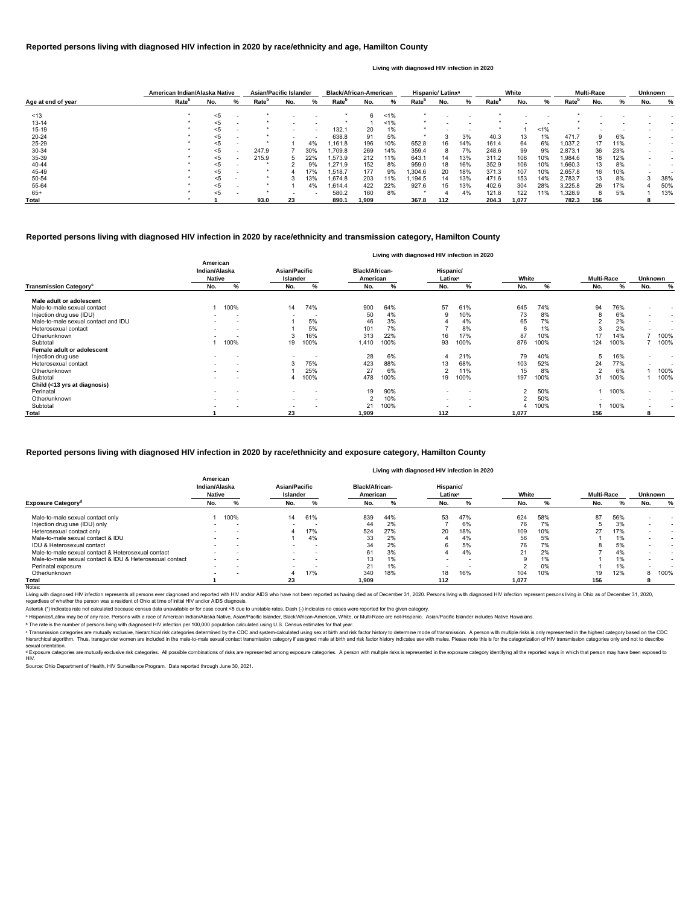## Reported persons living with diagnosed HIV infection in 2020 by race/ethnicity and age, Hamilton County

Living with diagnosed HIV infection in 2020

| Age at end of year | American Indian/Alaska Native | | | Asian/Pacific Islander | | | Black/African-American | | | Hispanic/ Latinx[a] | | | White | | | Multi-Race | | | Unknown | |
|---|---|---|---|---|---|---|---|---|---|---|---|---|---|---|---|---|---|---|---|---|
| | Rate[b] | No. | % | Rate[b] | No. | % | Rate[b] | No. | % | Rate[b] | No. | % | Rate[b] | No. | % | Rate[b] | No. | % | No. | % |
| <13 | * | <5 | - | * | - | - | * | 6 | <1% | * | - | - | * | - | - | * | - | - | - | - |
| 13-14 | * | <5 | - | * | - | - | * | 1 | <1% | * | - | - | * | - | - | * | - | - | - | - |
| 15-19 | * | <5 | - | * | - | - | 132.1 | 20 | 1% | * | - | - | * | 1 | <1% | * | - | - | - | - |
| 20-24 | * | <5 | - | * | - | - | 638.8 | 91 | 5% | * | 3 | 3% | 40.3 | 13 | 1% | 471.7 | 9 | 6% | - | - |
| 25-29 | * | <5 | - | * | 1 | 4% | 1,161.8 | 196 | 10% | 652.8 | 16 | 14% | 161.4 | 64 | 6% | 1,037.2 | 17 | 11% | - | - |
| 30-34 | * | <5 | - | 247.9 | 7 | 30% | 1,709.8 | 269 | 14% | 359.4 | 8 | 7% | 248.6 | 99 | 9% | 2,873.1 | 36 | 23% | - | - |
| 35-39 | * | <5 | - | 215.9 | 5 | 22% | 1,573.9 | 212 | 11% | 643.1 | 14 | 13% | 311.2 | 108 | 10% | 1,984.6 | 18 | 12% | - | - |
| 40-44 | * | <5 | - | * | 2 | 9% | 1,271.9 | 152 | 8% | 959.0 | 18 | 16% | 352.9 | 106 | 10% | 1,660.3 | 13 | 8% | - | - |
| 45-49 | * | <5 | - | * | 4 | 17% | 1,518.7 | 177 | 9% | 1,304.6 | 20 | 18% | 371.3 | 107 | 10% | 2,657.8 | 16 | 10% | - | - |
| 50-54 | * | <5 | - | * | 3 | 13% | 1,674.8 | 203 | 11% | 1,194.5 | 14 | 13% | 471.6 | 153 | 14% | 2,783.7 | 13 | 8% | 3 | 38% |
| 55-64 | * | <5 | - | * | 1 | 4% | 1,614.4 | 422 | 22% | 927.6 | 15 | 13% | 402.6 | 304 | 28% | 3,225.8 | 26 | 17% | 4 | 50% |
| 65+ | * | <5 | - | * | - | - | 580.2 | 160 | 8% | * | 4 | 4% | 121.8 | 122 | 11% | 1,328.9 | 8 | 5% | 1 | 13% |
| **Total** | * | 1 | | 93.0 | 23 | | 890.1 | 1,909 | | 367.8 | 112 | | 204.3 | 1,077 | | 782.3 | 156 | | 8 | |

## Reported persons living with diagnosed HIV infection in 2020 by race/ethnicity and transmission category, Hamilton County

Living with diagnosed HIV infection in 2020

| Transmission Category[c] | American Indian/Alaska Native | | Asian/Pacific Islander | | Black/African-American | | Hispanic/ Latinx[a] | | White | | Multi-Race | | Unknown | |
|---|---|---|---|---|---|---|---|---|---|---|---|---|---|---|
| | No. | % | No. | % | No. | % | No. | % | No. | % | No. | % | No. | % |
| **Male adult or adolescent** | | | | | | | | | | | | | | |
| Male-to-male sexual contact | 1 | 100% | 14 | 74% | 900 | 64% | 57 | 61% | 645 | 74% | 94 | 76% | - | - |
| Injection drug use (IDU) | - | - | - | - | 50 | 4% | 9 | 10% | 73 | 8% | 8 | 6% | - | - |
| Male-to-male sexual contact and IDU | - | - | 1 | 5% | 46 | 3% | 4 | 4% | 65 | 7% | 2 | 2% | - | - |
| Heterosexual contact | - | - | 1 | 5% | 101 | 7% | 7 | 8% | 6 | 1% | 3 | 2% | - | - |
| Other/unknown | - | - | 3 | 16% | 313 | 22% | 16 | 17% | 87 | 10% | 17 | 14% | 7 | 100% |
| Subtotal | 1 | 100% | 19 | 100% | 1,410 | 100% | 93 | 100% | 876 | 100% | 124 | 100% | 7 | 100% |
| **Female adult or adolescent** | | | | | | | | | | | | | | |
| Injection drug use | - | - | - | - | 28 | 6% | 4 | 21% | 79 | 40% | 5 | 16% | - | - |
| Heterosexual contact | - | - | 3 | 75% | 423 | 88% | 13 | 68% | 103 | 52% | 24 | 77% | - | - |
| Other/unknown | - | - | 1 | 25% | 27 | 6% | 2 | 11% | 15 | 8% | 2 | 6% | 1 | 100% |
| Subtotal | - | - | 4 | 100% | 478 | 100% | 19 | 100% | 197 | 100% | 31 | 100% | 1 | 100% |
| **Child (<13 yrs at diagnosis)** | | | | | | | | | | | | | | |
| Perinatal | - | - | - | - | 19 | 90% | - | - | 2 | 50% | 1 | 100% | - | - |
| Other/unknown | - | - | - | - | 2 | 10% | - | - | 2 | 50% | - | - | - | - |
| Subtotal | - | - | - | - | 21 | 100% | - | - | 4 | 100% | 1 | 100% | - | - |
| **Total** | 1 | | 23 | | 1,909 | | 112 | | 1,077 | | 156 | | 8 | |

## Reported persons living with diagnosed HIV infection in 2020 by race/ethnicity and exposure category, Hamilton County

Living with diagnosed HIV infection in 2020

| Exposure Category[d] | American Indian/Alaska Native | | Asian/Pacific Islander | | Black/African-American | | Hispanic/ Latinx[a] | | White | | Multi-Race | | Unknown | |
|---|---|---|---|---|---|---|---|---|---|---|---|---|---|---|
| | No. | % | No. | % | No. | % | No. | % | No. | % | No. | % | No. | % |
| Male-to-male sexual contact only | 1 | 100% | 14 | 61% | 839 | 44% | 53 | 47% | 624 | 58% | 87 | 56% | - | - |
| Injection drug use (IDU) only | - | - | - | - | 44 | 2% | 7 | 6% | 76 | 7% | 5 | 3% | - | - |
| Heterosexual contact only | - | - | 4 | 17% | 524 | 27% | 20 | 18% | 109 | 10% | 27 | 17% | - | - |
| Male-to-male sexual contact & IDU | - | - | 1 | 4% | 33 | 2% | 4 | 4% | 56 | 5% | 1 | 1% | - | - |
| IDU & Heterosexual contact | - | - | - | - | 34 | 2% | 6 | 5% | 76 | 7% | 8 | 5% | - | - |
| Male-to-male sexual contact & Heterosexual contact | - | - | - | - | 61 | 3% | 4 | 4% | 21 | 2% | 7 | 4% | - | - |
| Male-to-male sexual contact & IDU & Heterosexual contact | - | - | - | - | 13 | 1% | - | - | 9 | 1% | 1 | 1% | - | - |
| Perinatal exposure | - | - | - | - | 21 | 1% | - | - | 2 | 0% | 1 | 1% | - | - |
| Other/unknown | - | - | 4 | 17% | 340 | 18% | 18 | 16% | 104 | 10% | 19 | 12% | 8 | 100% |
| **Total** | 1 | | 23 | | 1,909 | | 112 | | 1,077 | | 156 | | 8 | |

Notes:

Living with diagnosed HIV infection represents all persons ever diagnosed and reported with HIV and/or AIDS who have not been reported as having died as of December 31, 2020. Persons living with diagnosed HIV infection represent persons living in Ohio as of December 31, 2020, regardless of whether the person was a resident of Ohio at time of initial HIV and/or AIDS diagnosis.

Asterisk (*) indicates rate not calculated because census data unavailable or for case count <5 due to unstable rates. Dash (-) indicates no cases were reported for the given category.

[a] Hispanics/Latinx may be of any race. Persons with a race of American Indian/Alaska Native, Asian/Pacific Islander, Black/African-American, White, or Multi-Race are not-Hispanic. Asian/Pacific Islander includes Native Hawaiians.

[b] The rate is the number of persons living with diagnosed HIV infection per 100,000 population calculated using U.S. Census estimates for that year.

[c] Transmission categories are mutually exclusive, hierarchical risk categories determined by the CDC and system-calculated using sex at birth and risk factor history to determine mode of transmission. A person with multiple risks is only represented in the highest category based on the CDC hierarchical algorithm. Thus, transgender women are included in the male-to-male sexual contact transmission category if assigned male at birth and risk factor history indicates sex with males. Please note this is for the categorization of HIV transmission categories only and not to describe sexual orientation.

[d] Exposure categories are mutually exclusive risk categories. All possible combinations of risks are represented among exposure categories. A person with multiple risks is represented in the exposure category identifying all the reported ways in which that person may have been exposed to HIV.

Source: Ohio Department of Health, HIV Surveillance Program. Data reported through June 30, 2021.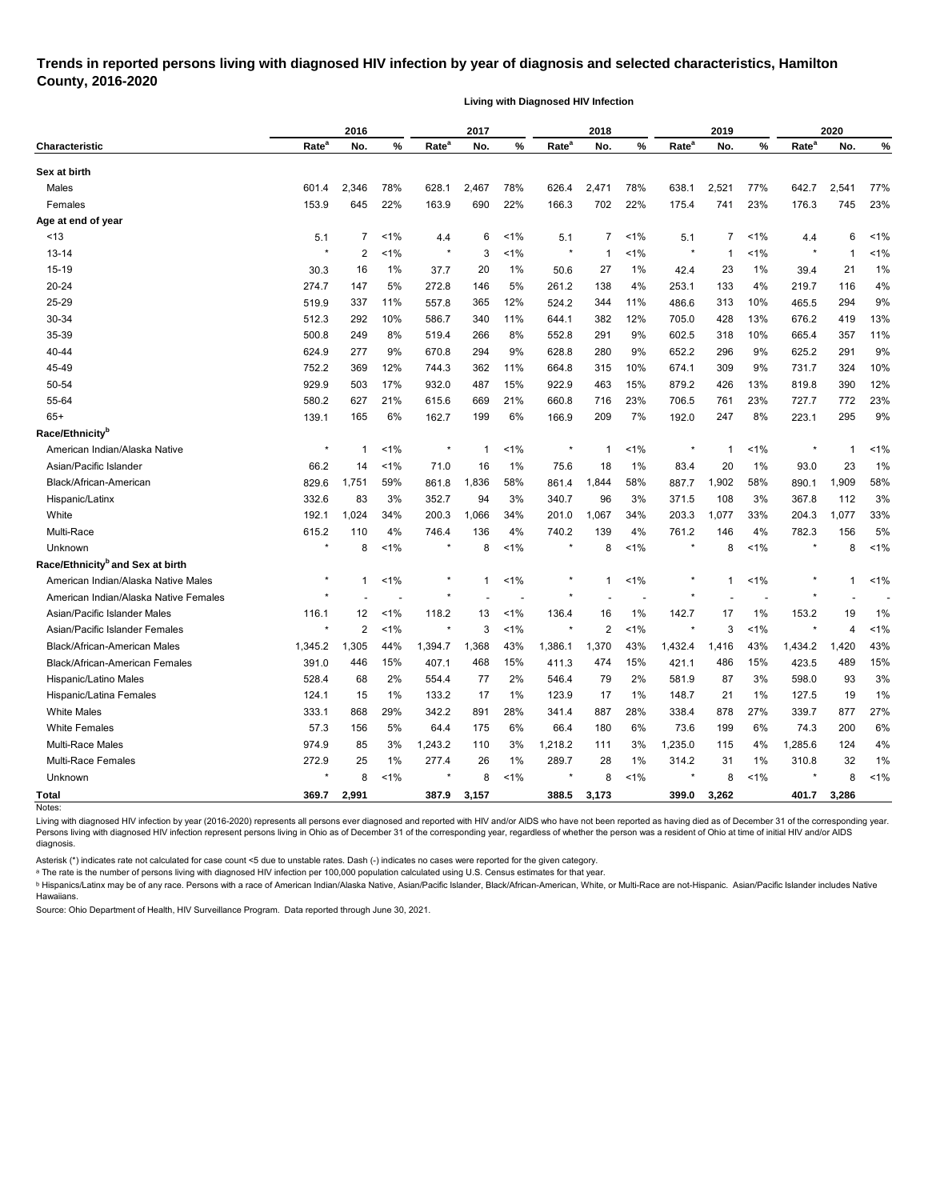## Trends in reported persons living with diagnosed HIV infection by year of diagnosis and selected characteristics, Hamilton County, 2016-2020

**Living with Diagnosed HIV Infection**

| Characteristic | 2016 | | | 2017 | | | 2018 | | | 2019 | | | 2020 | | |
|---|---|---|---|---|---|---|---|---|---|---|---|---|---|---|---|
| | Rate[a] | No. | % | Rate[a] | No. | % | Rate[a] | No. | % | Rate[a] | No. | % | Rate[a] | No. | % |
| **Sex at birth** | | | | | | | | | | | | | | | |
| Males | 601.4 | 2,346 | 78% | 628.1 | 2,467 | 78% | 626.4 | 2,471 | 78% | 638.1 | 2,521 | 77% | 642.7 | 2,541 | 77% |
| Females | 153.9 | 645 | 22% | 163.9 | 690 | 22% | 166.3 | 702 | 22% | 175.4 | 741 | 23% | 176.3 | 745 | 23% |
| **Age at end of year** | | | | | | | | | | | | | | | |
| <13 | 5.1 | 7 | <1% | 4.4 | 6 | <1% | 5.1 | 7 | <1% | 5.1 | 7 | <1% | 4.4 | 6 | <1% |
| 13-14 | * | 2 | <1% | * | 3 | <1% | * | 1 | <1% | * | 1 | <1% | * | 1 | <1% |
| 15-19 | 30.3 | 16 | 1% | 37.7 | 20 | 1% | 50.6 | 27 | 1% | 42.4 | 23 | 1% | 39.4 | 21 | 1% |
| 20-24 | 274.7 | 147 | 5% | 272.8 | 146 | 5% | 261.2 | 138 | 4% | 253.1 | 133 | 4% | 219.7 | 116 | 4% |
| 25-29 | 519.9 | 337 | 11% | 557.8 | 365 | 12% | 524.2 | 344 | 11% | 486.6 | 313 | 10% | 465.5 | 294 | 9% |
| 30-34 | 512.3 | 292 | 10% | 586.7 | 340 | 11% | 644.1 | 382 | 12% | 705.0 | 428 | 13% | 676.2 | 419 | 13% |
| 35-39 | 500.8 | 249 | 8% | 519.4 | 266 | 8% | 552.8 | 291 | 9% | 602.5 | 318 | 10% | 665.4 | 357 | 11% |
| 40-44 | 624.9 | 277 | 9% | 670.8 | 294 | 9% | 628.8 | 280 | 9% | 652.2 | 296 | 9% | 625.2 | 291 | 9% |
| 45-49 | 752.2 | 369 | 12% | 744.3 | 362 | 11% | 664.8 | 315 | 10% | 674.1 | 309 | 9% | 731.7 | 324 | 10% |
| 50-54 | 929.9 | 503 | 17% | 932.0 | 487 | 15% | 922.9 | 463 | 15% | 879.2 | 426 | 13% | 819.8 | 390 | 12% |
| 55-64 | 580.2 | 627 | 21% | 615.6 | 669 | 21% | 660.8 | 716 | 23% | 706.5 | 761 | 23% | 727.7 | 772 | 23% |
| 65+ | 139.1 | 165 | 6% | 162.7 | 199 | 6% | 166.9 | 209 | 7% | 192.0 | 247 | 8% | 223.1 | 295 | 9% |
| **Race/Ethnicity[b]** | | | | | | | | | | | | | | | |
| American Indian/Alaska Native | * | 1 | <1% | * | 1 | <1% | * | 1 | <1% | * | 1 | <1% | * | 1 | <1% |
| Asian/Pacific Islander | 66.2 | 14 | <1% | 71.0 | 16 | 1% | 75.6 | 18 | 1% | 83.4 | 20 | 1% | 93.0 | 23 | 1% |
| Black/African-American | 829.6 | 1,751 | 59% | 861.8 | 1,836 | 58% | 861.4 | 1,844 | 58% | 887.7 | 1,902 | 58% | 890.1 | 1,909 | 58% |
| Hispanic/Latinx | 332.6 | 83 | 3% | 352.7 | 94 | 3% | 340.7 | 96 | 3% | 371.5 | 108 | 3% | 367.8 | 112 | 3% |
| White | 192.1 | 1,024 | 34% | 200.3 | 1,066 | 34% | 201.0 | 1,067 | 34% | 203.3 | 1,077 | 33% | 204.3 | 1,077 | 33% |
| Multi-Race | 615.2 | 110 | 4% | 746.4 | 136 | 4% | 740.2 | 139 | 4% | 761.2 | 146 | 4% | 782.3 | 156 | 5% |
| Unknown | * | 8 | <1% | * | 8 | <1% | * | 8 | <1% | * | 8 | <1% | * | 8 | <1% |
| **Race/Ethnicity[b] and Sex at birth** | | | | | | | | | | | | | | | |
| American Indian/Alaska Native Males | * | 1 | <1% | * | 1 | <1% | * | 1 | <1% | * | 1 | <1% | * | 1 | <1% |
| American Indian/Alaska Native Females | * | - | - | * | - | - | * | - | - | * | - | - | * | - | - |
| Asian/Pacific Islander Males | 116.1 | 12 | <1% | 118.2 | 13 | <1% | 136.4 | 16 | 1% | 142.7 | 17 | 1% | 153.2 | 19 | 1% |
| Asian/Pacific Islander Females | * | 2 | <1% | * | 3 | <1% | * | 2 | <1% | * | 3 | <1% | * | 4 | <1% |
| Black/African-American Males | 1,345.2 | 1,305 | 44% | 1,394.7 | 1,368 | 43% | 1,386.1 | 1,370 | 43% | 1,432.4 | 1,416 | 43% | 1,434.2 | 1,420 | 43% |
| Black/African-American Females | 391.0 | 446 | 15% | 407.1 | 468 | 15% | 411.3 | 474 | 15% | 421.1 | 486 | 15% | 423.5 | 489 | 15% |
| Hispanic/Latino Males | 528.4 | 68 | 2% | 554.4 | 77 | 2% | 546.4 | 79 | 2% | 581.9 | 87 | 3% | 598.0 | 93 | 3% |
| Hispanic/Latina Females | 124.1 | 15 | 1% | 133.2 | 17 | 1% | 123.9 | 17 | 1% | 148.7 | 21 | 1% | 127.5 | 19 | 1% |
| White Males | 333.1 | 868 | 29% | 342.2 | 891 | 28% | 341.4 | 887 | 28% | 338.4 | 878 | 27% | 339.7 | 877 | 27% |
| White Females | 57.3 | 156 | 5% | 64.4 | 175 | 6% | 66.4 | 180 | 6% | 73.6 | 199 | 6% | 74.3 | 200 | 6% |
| Multi-Race Males | 974.9 | 85 | 3% | 1,243.2 | 110 | 3% | 1,218.2 | 111 | 3% | 1,235.0 | 115 | 4% | 1,285.6 | 124 | 4% |
| Multi-Race Females | 272.9 | 25 | 1% | 277.4 | 26 | 1% | 289.7 | 28 | 1% | 314.2 | 31 | 1% | 310.8 | 32 | 1% |
| Unknown | * | 8 | <1% | * | 8 | <1% | * | 8 | <1% | * | 8 | <1% | * | 8 | <1% |
| **Total** | **369.7** | **2,991** | | **387.9** | **3,157** | | **388.5** | **3,173** | | **399.0** | **3,262** | | **401.7** | **3,286** | |

Notes:

Living with diagnosed HIV infection by year (2016-2020) represents all persons ever diagnosed and reported with HIV and/or AIDS who have not been reported as having died as of December 31 of the corresponding year. Persons living with diagnosed HIV infection represent persons living in Ohio as of December 31 of the corresponding year, regardless of whether the person was a resident of Ohio at time of initial HIV and/or AIDS diagnosis.

Asterisk (*) indicates rate not calculated for case count <5 due to unstable rates. Dash (-) indicates no cases were reported for the given category.

[a] The rate is the number of persons living with diagnosed HIV infection per 100,000 population calculated using U.S. Census estimates for that year.

[b] Hispanics/Latinx may be of any race. Persons with a race of American Indian/Alaska Native, Asian/Pacific Islander, Black/African-American, White, or Multi-Race are not-Hispanic. Asian/Pacific Islander includes Native Hawaiians.

Source: Ohio Department of Health, HIV Surveillance Program. Data reported through June 30, 2021.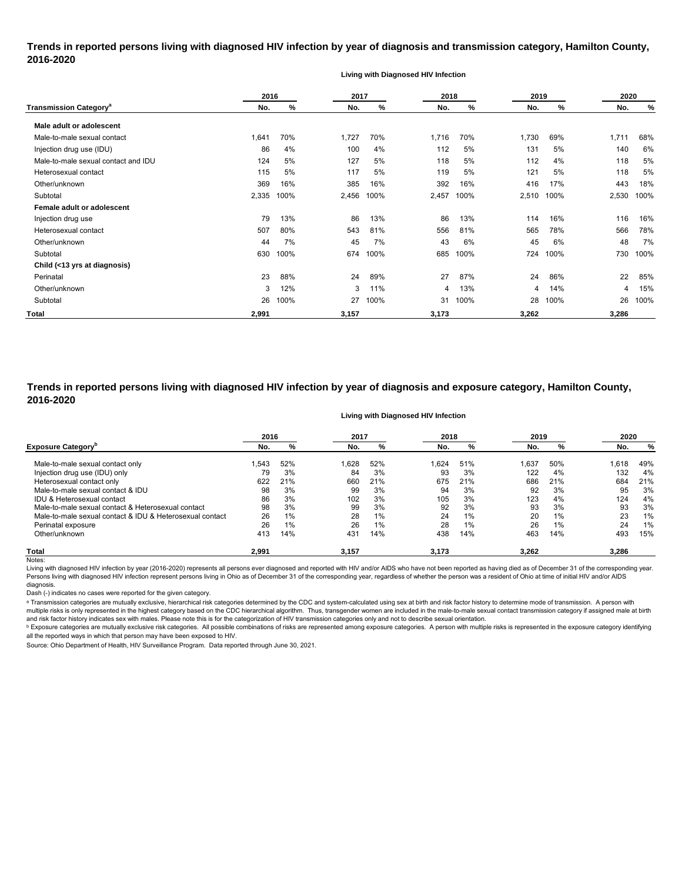## Trends in reported persons living with diagnosed HIV infection by year of diagnosis and transmission category, Hamilton County, 2016-2020

**Living with Diagnosed HIV Infection**

| Transmission Category[a] | 2016 No. | 2016 % | 2017 No. | 2017 % | 2018 No. | 2018 % | 2019 No. | 2019 % | 2020 No. | 2020 % |
|---|---|---|---|---|---|---|---|---|---|---|
| **Male adult or adolescent** | | | | | | | | | | |
| Male-to-male sexual contact | 1,641 | 70% | 1,727 | 70% | 1,716 | 70% | 1,730 | 69% | 1,711 | 68% |
| Injection drug use (IDU) | 86 | 4% | 100 | 4% | 112 | 5% | 131 | 5% | 140 | 6% |
| Male-to-male sexual contact and IDU | 124 | 5% | 127 | 5% | 118 | 5% | 112 | 4% | 118 | 5% |
| Heterosexual contact | 115 | 5% | 117 | 5% | 119 | 5% | 121 | 5% | 118 | 5% |
| Other/unknown | 369 | 16% | 385 | 16% | 392 | 16% | 416 | 17% | 443 | 18% |
| Subtotal | 2,335 | 100% | 2,456 | 100% | 2,457 | 100% | 2,510 | 100% | 2,530 | 100% |
| **Female adult or adolescent** | | | | | | | | | | |
| Injection drug use | 79 | 13% | 86 | 13% | 86 | 13% | 114 | 16% | 116 | 16% |
| Heterosexual contact | 507 | 80% | 543 | 81% | 556 | 81% | 565 | 78% | 566 | 78% |
| Other/unknown | 44 | 7% | 45 | 7% | 43 | 6% | 45 | 6% | 48 | 7% |
| Subtotal | 630 | 100% | 674 | 100% | 685 | 100% | 724 | 100% | 730 | 100% |
| **Child (<13 yrs at diagnosis)** | | | | | | | | | | |
| Perinatal | 23 | 88% | 24 | 89% | 27 | 87% | 24 | 86% | 22 | 85% |
| Other/unknown | 3 | 12% | 3 | 11% | 4 | 13% | 4 | 14% | 4 | 15% |
| Subtotal | 26 | 100% | 27 | 100% | 31 | 100% | 28 | 100% | 26 | 100% |
| **Total** | **2,991** | | **3,157** | | **3,173** | | **3,262** | | **3,286** | |

## Trends in reported persons living with diagnosed HIV infection by year of diagnosis and exposure category, Hamilton County, 2016-2020

**Living with Diagnosed HIV Infection**

| Exposure Category[b] | 2016 No. | 2016 % | 2017 No. | 2017 % | 2018 No. | 2018 % | 2019 No. | 2019 % | 2020 No. | 2020 % |
|---|---|---|---|---|---|---|---|---|---|---|
| Male-to-male sexual contact only | 1,543 | 52% | 1,628 | 52% | 1,624 | 51% | 1,637 | 50% | 1,618 | 49% |
| Injection drug use (IDU) only | 79 | 3% | 84 | 3% | 93 | 3% | 122 | 4% | 132 | 4% |
| Heterosexual contact only | 622 | 21% | 660 | 21% | 675 | 21% | 686 | 21% | 684 | 21% |
| Male-to-male sexual contact & IDU | 98 | 3% | 99 | 3% | 94 | 3% | 92 | 3% | 95 | 3% |
| IDU & Heterosexual contact | 86 | 3% | 102 | 3% | 105 | 3% | 123 | 4% | 124 | 4% |
| Male-to-male sexual contact & Heterosexual contact | 98 | 3% | 99 | 3% | 92 | 3% | 93 | 3% | 93 | 3% |
| Male-to-male sexual contact & IDU & Heterosexual contact | 26 | 1% | 28 | 1% | 24 | 1% | 20 | 1% | 23 | 1% |
| Perinatal exposure | 26 | 1% | 26 | 1% | 28 | 1% | 26 | 1% | 24 | 1% |
| Other/unknown | 413 | 14% | 431 | 14% | 438 | 14% | 463 | 14% | 493 | 15% |
| **Total** | **2,991** | | **3,157** | | **3,173** | | **3,262** | | **3,286** | |

Notes:

Living with diagnosed HIV infection by year (2016-2020) represents all persons ever diagnosed and reported with HIV and/or AIDS who have not been reported as having died as of December 31 of the corresponding year. Persons living with diagnosed HIV infection represent persons living in Ohio as of December 31 of the corresponding year, regardless of whether the person was a resident of Ohio at time of initial HIV and/or AIDS diagnosis.

Dash (-) indicates no cases were reported for the given category.

[a] Transmission categories are mutually exclusive, hierarchical risk categories determined by the CDC and system-calculated using sex at birth and risk factor history to determine mode of transmission. A person with multiple risks is only represented in the highest category based on the CDC hierarchical algorithm. Thus, transgender women are included in the male-to-male sexual contact transmission category if assigned male at birth and risk factor history indicates sex with males. Please note this is for the categorization of HIV transmission categories only and not to describe sexual orientation.

[b] Exposure categories are mutually exclusive risk categories. All possible combinations of risks are represented among exposure categories. A person with multiple risks is represented in the exposure category identifying all the reported ways in which that person may have been exposed to HIV.

Source: Ohio Department of Health, HIV Surveillance Program. Data reported through June 30, 2021.